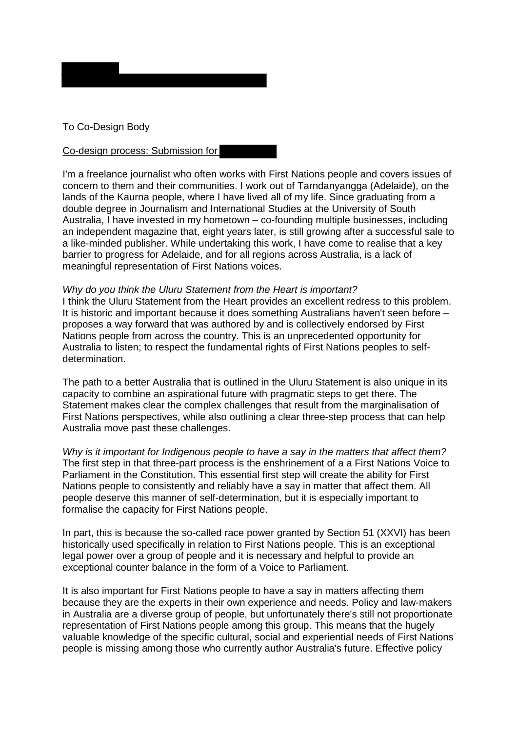To Co-Design Body

<u>Co-design process: Submission for</u>

I'm a freelance journalist who often works with First Nations people and covers issues of concern to them and their communities. I work out of Tarndanyangga (Adelaide), on the lands of the Kaurna people, where I have lived all of my life. Since graduating from a double degree in Journalism and International Studies at the University of South Australia, I have invested in my hometown – co-founding multiple businesses, including an independent magazine that, eight years later, is still growing after a successful sale to a like-minded publisher. While undertaking this work, I have come to realise that a key barrier to progress for Adelaide, and for all regions across Australia, is a lack of meaningful representation of First Nations voices.

*Why do you think the Uluru Statement from the Heart is important?*
I think the Uluru Statement from the Heart provides an excellent redress to this problem. It is historic and important because it does something Australians haven't seen before – proposes a way forward that was authored by and is collectively endorsed by First Nations people from across the country. This is an unprecedented opportunity for Australia to listen; to respect the fundamental rights of First Nations peoples to self-determination.

The path to a better Australia that is outlined in the Uluru Statement is also unique in its capacity to combine an aspirational future with pragmatic steps to get there. The Statement makes clear the complex challenges that result from the marginalisation of First Nations perspectives, while also outlining a clear three-step process that can help Australia move past these challenges.

*Why is it important for Indigenous people to have a say in the matters that affect them?*
The first step in that three-part process is the enshrinement of a a First Nations Voice to Parliament in the Constitution. This essential first step will create the ability for First Nations people to consistently and reliably have a say in matter that affect them. All people deserve this manner of self-determination, but it is especially important to formalise the capacity for First Nations people.

In part, this is because the so-called race power granted by Section 51 (XXVI) has been historically used specifically in relation to First Nations people. This is an exceptional legal power over a group of people and it is necessary and helpful to provide an exceptional counter balance in the form of a Voice to Parliament.

It is also important for First Nations people to have a say in matters affecting them because they are the experts in their own experience and needs. Policy and law-makers in Australia are a diverse group of people, but unfortunately there's still not proportionate representation of First Nations people among this group. This means that the hugely valuable knowledge of the specific cultural, social and experiential needs of First Nations people is missing among those who currently author Australia's future. Effective policy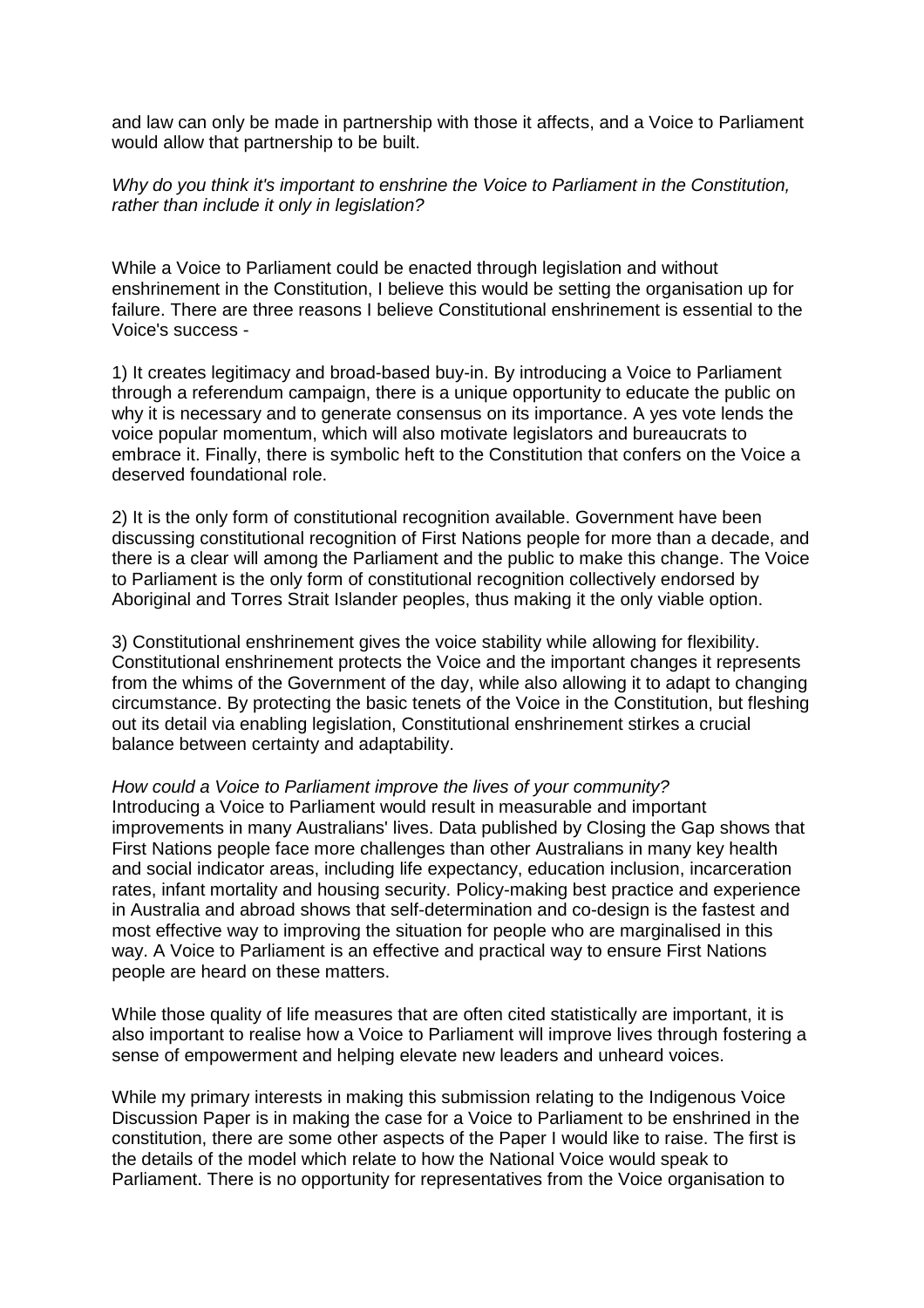and law can only be made in partnership with those it affects, and a Voice to Parliament would allow that partnership to be built.

*Why do you think it's important to enshrine the Voice to Parliament in the Constitution, rather than include it only in legislation?*

While a Voice to Parliament could be enacted through legislation and without enshrinement in the Constitution, I believe this would be setting the organisation up for failure. There are three reasons I believe Constitutional enshrinement is essential to the Voice's success -

1) It creates legitimacy and broad-based buy-in. By introducing a Voice to Parliament through a referendum campaign, there is a unique opportunity to educate the public on why it is necessary and to generate consensus on its importance. A yes vote lends the voice popular momentum, which will also motivate legislators and bureaucrats to embrace it. Finally, there is symbolic heft to the Constitution that confers on the Voice a deserved foundational role.

2) It is the only form of constitutional recognition available. Government have been discussing constitutional recognition of First Nations people for more than a decade, and there is a clear will among the Parliament and the public to make this change. The Voice to Parliament is the only form of constitutional recognition collectively endorsed by Aboriginal and Torres Strait Islander peoples, thus making it the only viable option.

3) Constitutional enshrinement gives the voice stability while allowing for flexibility. Constitutional enshrinement protects the Voice and the important changes it represents from the whims of the Government of the day, while also allowing it to adapt to changing circumstance. By protecting the basic tenets of the Voice in the Constitution, but fleshing out its detail via enabling legislation, Constitutional enshrinement stirkes a crucial balance between certainty and adaptability.

*How could a Voice to Parliament improve the lives of your community?*
Introducing a Voice to Parliament would result in measurable and important improvements in many Australians' lives. Data published by Closing the Gap shows that First Nations people face more challenges than other Australians in many key health and social indicator areas, including life expectancy, education inclusion, incarceration rates, infant mortality and housing security. Policy-making best practice and experience in Australia and abroad shows that self-determination and co-design is the fastest and most effective way to improving the situation for people who are marginalised in this way. A Voice to Parliament is an effective and practical way to ensure First Nations people are heard on these matters.

While those quality of life measures that are often cited statistically are important, it is also important to realise how a Voice to Parliament will improve lives through fostering a sense of empowerment and helping elevate new leaders and unheard voices.

While my primary interests in making this submission relating to the Indigenous Voice Discussion Paper is in making the case for a Voice to Parliament to be enshrined in the constitution, there are some other aspects of the Paper I would like to raise. The first is the details of the model which relate to how the National Voice would speak to Parliament. There is no opportunity for representatives from the Voice organisation to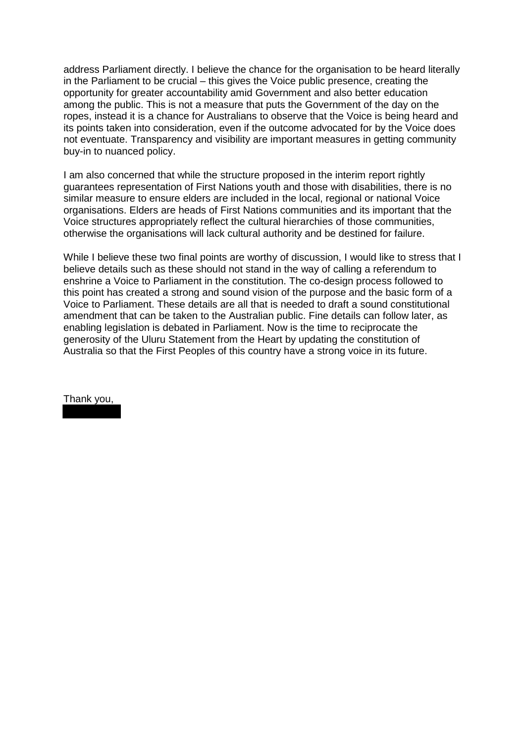address Parliament directly. I believe the chance for the organisation to be heard literally in the Parliament to be crucial – this gives the Voice public presence, creating the opportunity for greater accountability amid Government and also better education among the public. This is not a measure that puts the Government of the day on the ropes, instead it is a chance for Australians to observe that the Voice is being heard and its points taken into consideration, even if the outcome advocated for by the Voice does not eventuate. Transparency and visibility are important measures in getting community buy-in to nuanced policy.

I am also concerned that while the structure proposed in the interim report rightly guarantees representation of First Nations youth and those with disabilities, there is no similar measure to ensure elders are included in the local, regional or national Voice organisations. Elders are heads of First Nations communities and its important that the Voice structures appropriately reflect the cultural hierarchies of those communities, otherwise the organisations will lack cultural authority and be destined for failure.

While I believe these two final points are worthy of discussion, I would like to stress that I believe details such as these should not stand in the way of calling a referendum to enshrine a Voice to Parliament in the constitution. The co-design process followed to this point has created a strong and sound vision of the purpose and the basic form of a Voice to Parliament. These details are all that is needed to draft a sound constitutional amendment that can be taken to the Australian public. Fine details can follow later, as enabling legislation is debated in Parliament. Now is the time to reciprocate the generosity of the Uluru Statement from the Heart by updating the constitution of Australia so that the First Peoples of this country have a strong voice in its future.

Thank you,